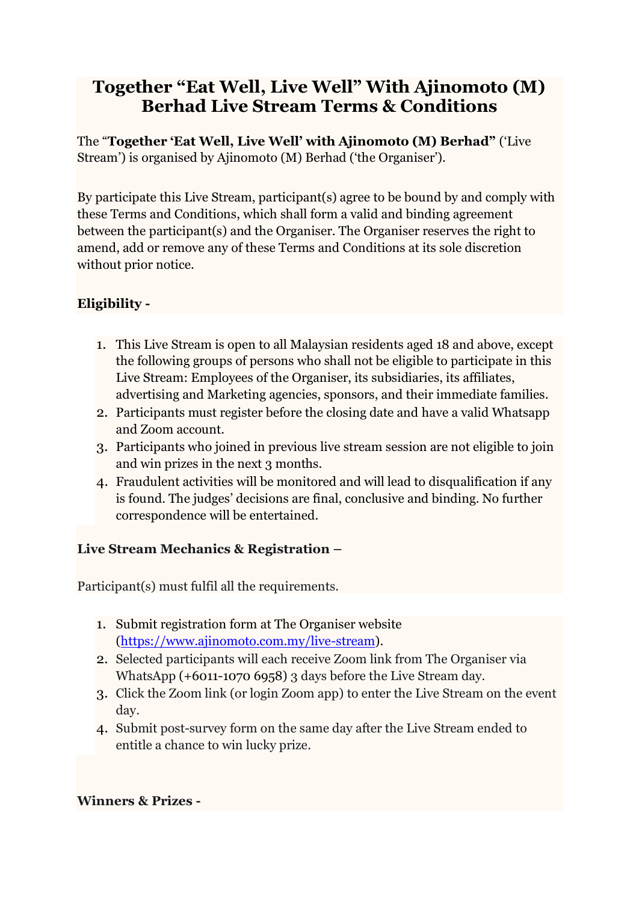# Together "Eat Well, Live Well" With Ajinomoto (M) Berhad Live Stream Terms & Conditions

The "**Together 'Eat Well, Live Well' with Ajinomoto (M) Berhad"** ('Live Stream') is organised by Ajinomoto (M) Berhad ('the Organiser').

By participate this Live Stream, participant(s) agree to be bound by and comply with these Terms and Conditions, which shall form a valid and binding agreement between the participant(s) and the Organiser. The Organiser reserves the right to amend, add or remove any of these Terms and Conditions at its sole discretion without prior notice.

**Eligibility -**

1. This Live Stream is open to all Malaysian residents aged 18 and above, except the following groups of persons who shall not be eligible to participate in this Live Stream: Employees of the Organiser, its subsidiaries, its affiliates, advertising and Marketing agencies, sponsors, and their immediate families.
2. Participants must register before the closing date and have a valid Whatsapp and Zoom account.
3. Participants who joined in previous live stream session are not eligible to join and win prizes in the next 3 months.
4. Fraudulent activities will be monitored and will lead to disqualification if any is found. The judges' decisions are final, conclusive and binding. No further correspondence will be entertained.

**Live Stream Mechanics & Registration –**

Participant(s) must fulfil all the requirements.

1. Submit registration form at The Organiser website (https://www.ajinomoto.com.my/live-stream).
2. Selected participants will each receive Zoom link from The Organiser via WhatsApp (+6011-1070 6958) 3 days before the Live Stream day.
3. Click the Zoom link (or login Zoom app) to enter the Live Stream on the event day.
4. Submit post-survey form on the same day after the Live Stream ended to entitle a chance to win lucky prize.

**Winners & Prizes -**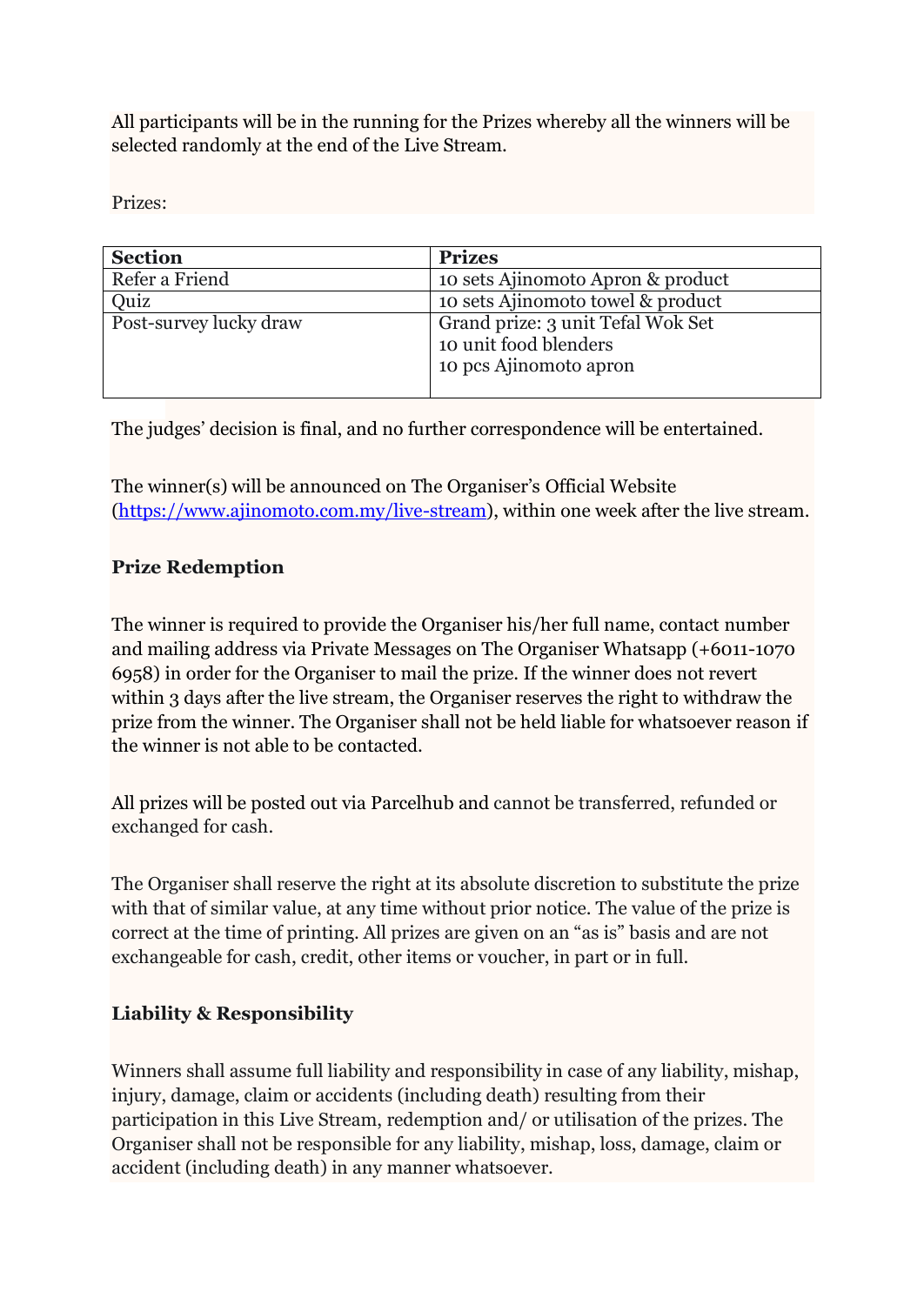All participants will be in the running for the Prizes whereby all the winners will be selected randomly at the end of the Live Stream.

Prizes:

| Section | Prizes |
|---|---|
| Refer a Friend | 10 sets Ajinomoto Apron & product |
| Quiz | 10 sets Ajinomoto towel & product |
| Post-survey lucky draw | Grand prize: 3 unit Tefal Wok Set<br>10 unit food blenders<br>10 pcs Ajinomoto apron |

The judges' decision is final, and no further correspondence will be entertained.

The winner(s) will be announced on The Organiser's Official Website (https://www.ajinomoto.com.my/live-stream), within one week after the live stream.

**Prize Redemption**

The winner is required to provide the Organiser his/her full name, contact number and mailing address via Private Messages on The Organiser Whatsapp (+6011-1070 6958) in order for the Organiser to mail the prize. If the winner does not revert within 3 days after the live stream, the Organiser reserves the right to withdraw the prize from the winner. The Organiser shall not be held liable for whatsoever reason if the winner is not able to be contacted.

All prizes will be posted out via Parcelhub and cannot be transferred, refunded or exchanged for cash.

The Organiser shall reserve the right at its absolute discretion to substitute the prize with that of similar value, at any time without prior notice. The value of the prize is correct at the time of printing. All prizes are given on an "as is" basis and are not exchangeable for cash, credit, other items or voucher, in part or in full.

**Liability & Responsibility**

Winners shall assume full liability and responsibility in case of any liability, mishap, injury, damage, claim or accidents (including death) resulting from their participation in this Live Stream, redemption and/ or utilisation of the prizes. The Organiser shall not be responsible for any liability, mishap, loss, damage, claim or accident (including death) in any manner whatsoever.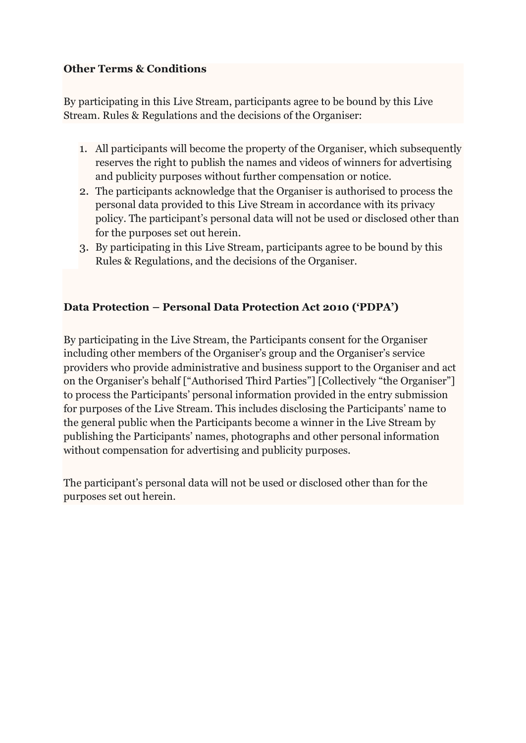**Other Terms & Conditions**

By participating in this Live Stream, participants agree to be bound by this Live Stream. Rules & Regulations and the decisions of the Organiser:

1. All participants will become the property of the Organiser, which subsequently reserves the right to publish the names and videos of winners for advertising and publicity purposes without further compensation or notice.
2. The participants acknowledge that the Organiser is authorised to process the personal data provided to this Live Stream in accordance with its privacy policy. The participant's personal data will not be used or disclosed other than for the purposes set out herein.
3. By participating in this Live Stream, participants agree to be bound by this Rules & Regulations, and the decisions of the Organiser.

**Data Protection – Personal Data Protection Act 2010 ('PDPA')**

By participating in the Live Stream, the Participants consent for the Organiser including other members of the Organiser's group and the Organiser's service providers who provide administrative and business support to the Organiser and act on the Organiser's behalf ["Authorised Third Parties"] [Collectively "the Organiser"] to process the Participants' personal information provided in the entry submission for purposes of the Live Stream. This includes disclosing the Participants' name to the general public when the Participants become a winner in the Live Stream by publishing the Participants' names, photographs and other personal information without compensation for advertising and publicity purposes.

The participant's personal data will not be used or disclosed other than for the purposes set out herein.